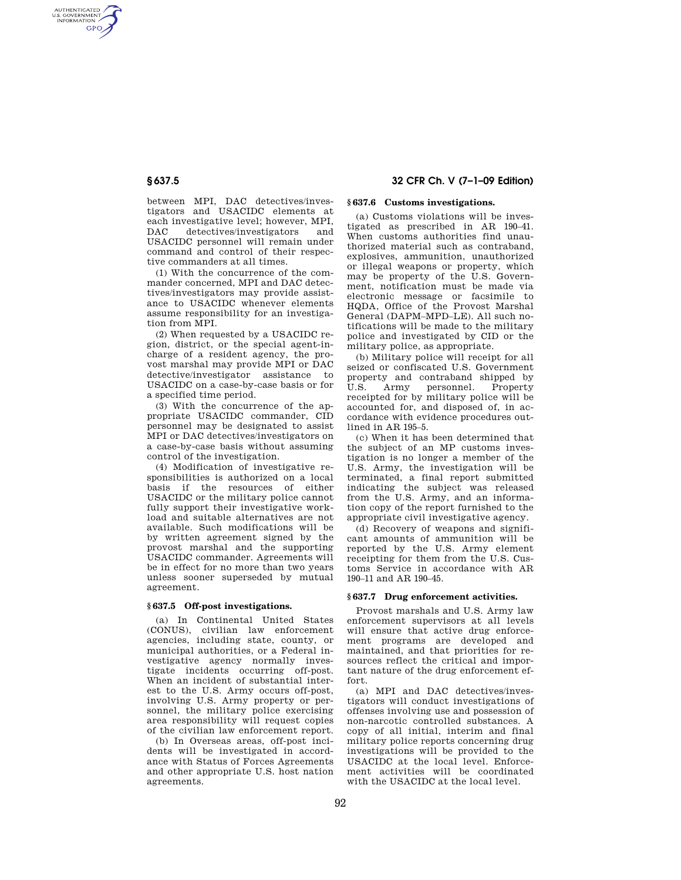between MPI, DAC detectives/investigators and USACIDC elements at each investigative level; however, MPI, DAC detectives/investigators and USACIDC personnel will remain under command and control of their respective commanders at all times.

(1) With the concurrence of the commander concerned, MPI and DAC detectives/investigators may provide assistance to USACIDC whenever elements assume responsibility for an investigation from MPI.

(2) When requested by a USACIDC region, district, or the special agent-in-charge of a resident agency, the provost marshal may provide MPI or DAC detective/investigator assistance to USACIDC on a case-by-case basis or for a specified time period.

(3) With the concurrence of the appropriate USACIDC commander, CID personnel may be designated to assist MPI or DAC detectives/investigators on a case-by-case basis without assuming control of the investigation.

(4) Modification of investigative responsibilities is authorized on a local basis if the resources of either USACIDC or the military police cannot fully support their investigative workload and suitable alternatives are not available. Such modifications will be by written agreement signed by the provost marshal and the supporting USACIDC commander. Agreements will be in effect for no more than two years unless sooner superseded by mutual agreement.

### § 637.5 Off-post investigations.

(a) In Continental United States (CONUS), civilian law enforcement agencies, including state, county, or municipal authorities, or a Federal investigative agency normally investigate incidents occurring off-post. When an incident of substantial interest to the U.S. Army occurs off-post, involving U.S. Army property or personnel, the military police exercising area responsibility will request copies of the civilian law enforcement report.

(b) In Overseas areas, off-post incidents will be investigated in accordance with Status of Forces Agreements and other appropriate U.S. host nation agreements.

### § 637.6 Customs investigations.

(a) Customs violations will be investigated as prescribed in AR 190–41. When customs authorities find unauthorized material such as contraband, explosives, ammunition, unauthorized or illegal weapons or property, which may be property of the U.S. Government, notification must be made via electronic message or facsimile to HQDA, Office of the Provost Marshal General (DAPM–MPD–LE). All such notifications will be made to the military police and investigated by CID or the military police, as appropriate.

(b) Military police will receipt for all seized or confiscated U.S. Government property and contraband shipped by U.S. Army personnel. Property receipted for by military police will be accounted for, and disposed of, in accordance with evidence procedures outlined in AR 195–5.

(c) When it has been determined that the subject of an MP customs investigation is no longer a member of the U.S. Army, the investigation will be terminated, a final report submitted indicating the subject was released from the U.S. Army, and an information copy of the report furnished to the appropriate civil investigative agency.

(d) Recovery of weapons and significant amounts of ammunition will be reported by the U.S. Army element receipting for them from the U.S. Customs Service in accordance with AR 190–11 and AR 190–45.

### § 637.7 Drug enforcement activities.

Provost marshals and U.S. Army law enforcement supervisors at all levels will ensure that active drug enforcement programs are developed and maintained, and that priorities for resources reflect the critical and important nature of the drug enforcement effort.

(a) MPI and DAC detectives/investigators will conduct investigations of offenses involving use and possession of non-narcotic controlled substances. A copy of all initial, interim and final military police reports concerning drug investigations will be provided to the USACIDC at the local level. Enforcement activities will be coordinated with the USACIDC at the local level.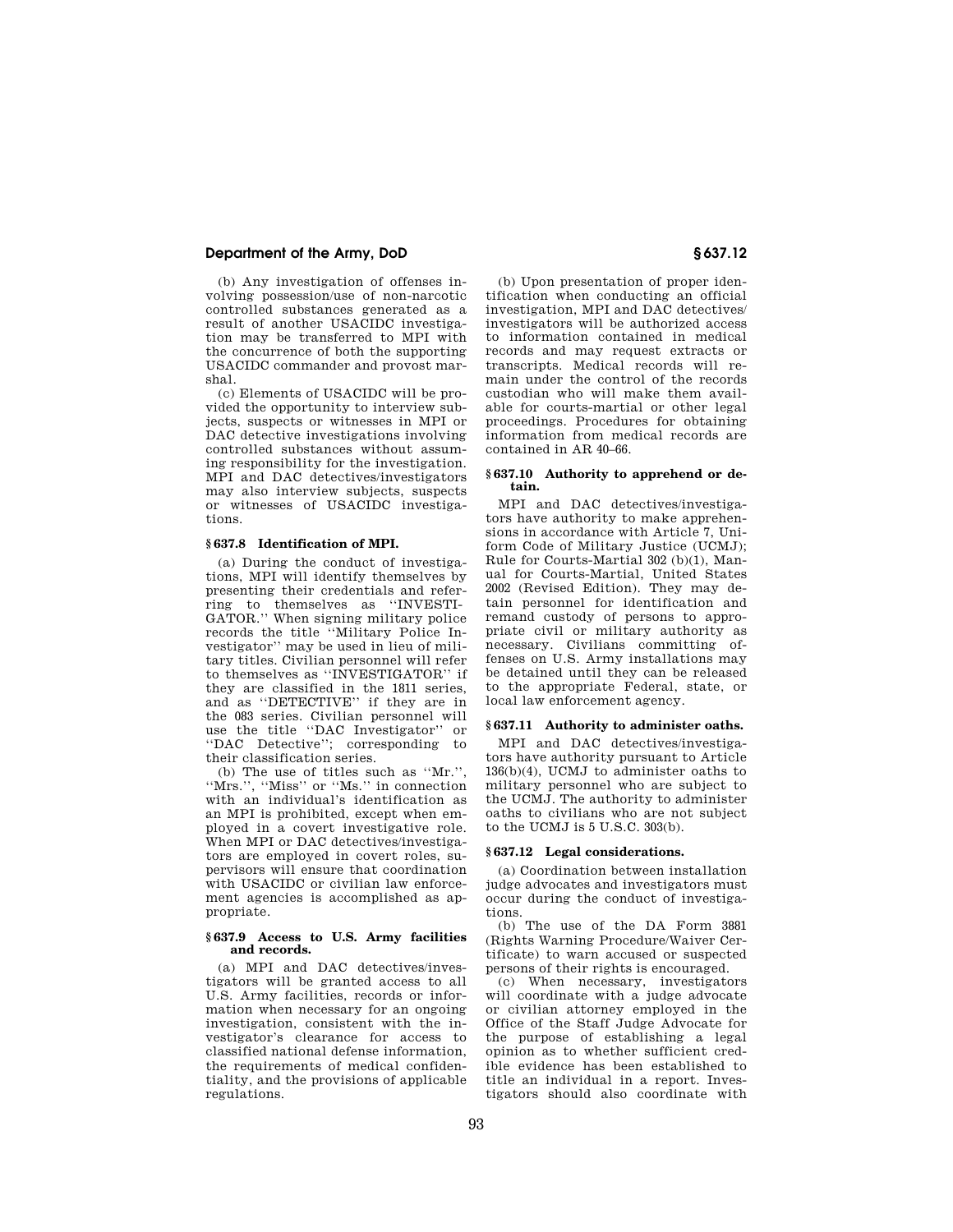(b) Any investigation of offenses involving possession/use of non-narcotic controlled substances generated as a result of another USACIDC investigation may be transferred to MPI with the concurrence of both the supporting USACIDC commander and provost marshal.

(c) Elements of USACIDC will be provided the opportunity to interview subjects, suspects or witnesses in MPI or DAC detective investigations involving controlled substances without assuming responsibility for the investigation. MPI and DAC detectives/investigators may also interview subjects, suspects or witnesses of USACIDC investigations.

### § 637.8 Identification of MPI.

(a) During the conduct of investigations, MPI will identify themselves by presenting their credentials and referring to themselves as ''INVESTIGATOR.'' When signing military police records the title ''Military Police Investigator'' may be used in lieu of military titles. Civilian personnel will refer to themselves as ''INVESTIGATOR'' if they are classified in the 1811 series, and as ''DETECTIVE'' if they are in the 083 series. Civilian personnel will use the title ''DAC Investigator'' or ''DAC Detective''; corresponding to their classification series.

(b) The use of titles such as ''Mr.'', ''Mrs.'', ''Miss'' or ''Ms.'' in connection with an individual's identification as an MPI is prohibited, except when employed in a covert investigative role. When MPI or DAC detectives/investigators are employed in covert roles, supervisors will ensure that coordination with USACIDC or civilian law enforcement agencies is accomplished as appropriate.

### § 637.9 Access to U.S. Army facilities and records.

(a) MPI and DAC detectives/investigators will be granted access to all U.S. Army facilities, records or information when necessary for an ongoing investigation, consistent with the investigator's clearance for access to classified national defense information, the requirements of medical confidentiality, and the provisions of applicable regulations.

(b) Upon presentation of proper identification when conducting an official investigation, MPI and DAC detectives/investigators will be authorized access to information contained in medical records and may request extracts or transcripts. Medical records will remain under the control of the records custodian who will make them available for courts-martial or other legal proceedings. Procedures for obtaining information from medical records are contained in AR 40–66.

### § 637.10 Authority to apprehend or detain.

MPI and DAC detectives/investigators have authority to make apprehensions in accordance with Article 7, Uniform Code of Military Justice (UCMJ); Rule for Courts-Martial 302 (b)(1), Manual for Courts-Martial, United States 2002 (Revised Edition). They may detain personnel for identification and remand custody of persons to appropriate civil or military authority as necessary. Civilians committing offenses on U.S. Army installations may be detained until they can be released to the appropriate Federal, state, or local law enforcement agency.

### § 637.11 Authority to administer oaths.

MPI and DAC detectives/investigators have authority pursuant to Article 136(b)(4), UCMJ to administer oaths to military personnel who are subject to the UCMJ. The authority to administer oaths to civilians who are not subject to the UCMJ is 5 U.S.C. 303(b).

### § 637.12 Legal considerations.

(a) Coordination between installation judge advocates and investigators must occur during the conduct of investigations.

(b) The use of the DA Form 3881 (Rights Warning Procedure/Waiver Certificate) to warn accused or suspected persons of their rights is encouraged.

(c) When necessary, investigators will coordinate with a judge advocate or civilian attorney employed in the Office of the Staff Judge Advocate for the purpose of establishing a legal opinion as to whether sufficient credible evidence has been established to title an individual in a report. Investigators should also coordinate with